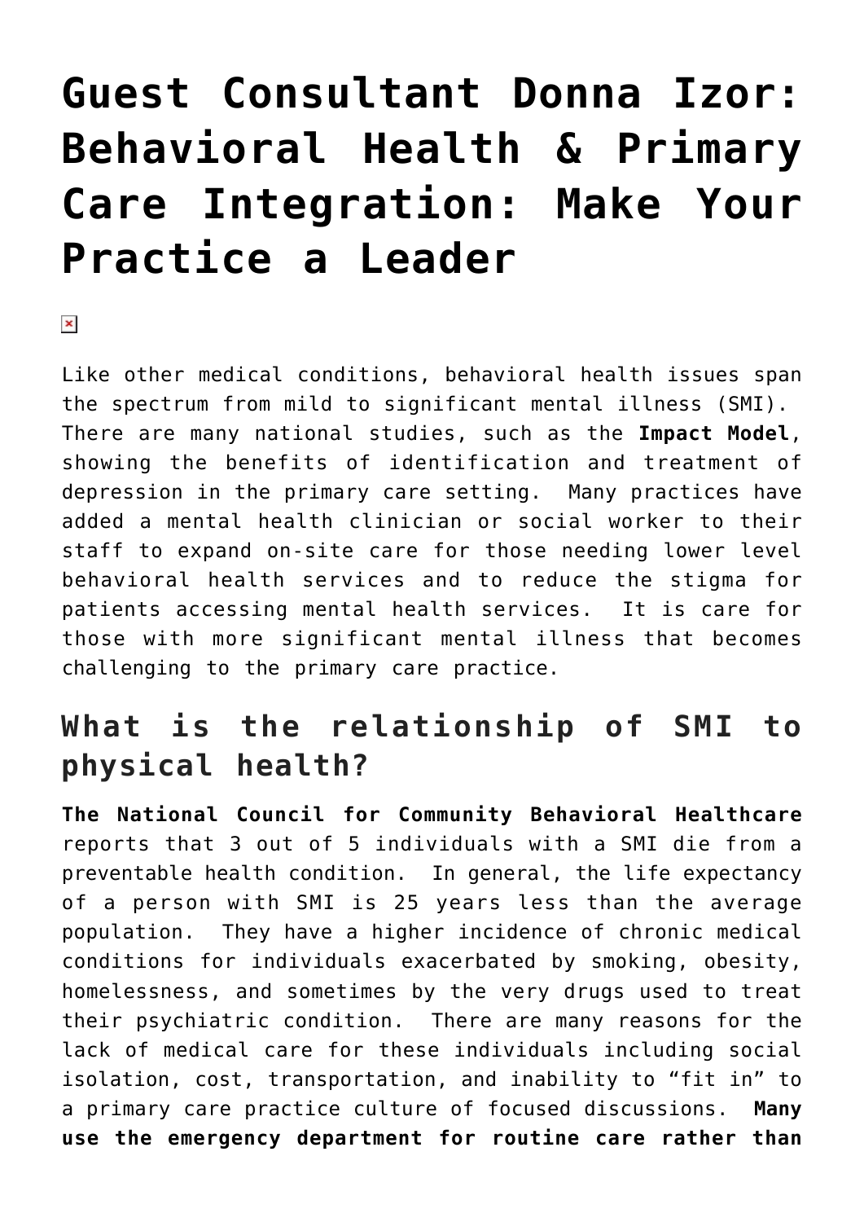# Guest Consultant Donna Izor: Behavioral Health & Primary Care Integration: Make Your Practice a Leader

Like other medical conditions, behavioral health issues span the spectrum from mild to significant mental illness (SMI). There are many national studies, such as the **Impact Model**, showing the benefits of identification and treatment of depression in the primary care setting. Many practices have added a mental health clinician or social worker to their staff to expand on-site care for those needing lower level behavioral health services and to reduce the stigma for patients accessing mental health services. It is care for those with more significant mental illness that becomes challenging to the primary care practice.

## What is the relationship of SMI to physical health?

**The National Council for Community Behavioral Healthcare** reports that 3 out of 5 individuals with a SMI die from a preventable health condition. In general, the life expectancy of a person with SMI is 25 years less than the average population. They have a higher incidence of chronic medical conditions for individuals exacerbated by smoking, obesity, homelessness, and sometimes by the very drugs used to treat their psychiatric condition. There are many reasons for the lack of medical care for these individuals including social isolation, cost, transportation, and inability to "fit in" to a primary care practice culture of focused discussions. **Many use the emergency department for routine care rather than**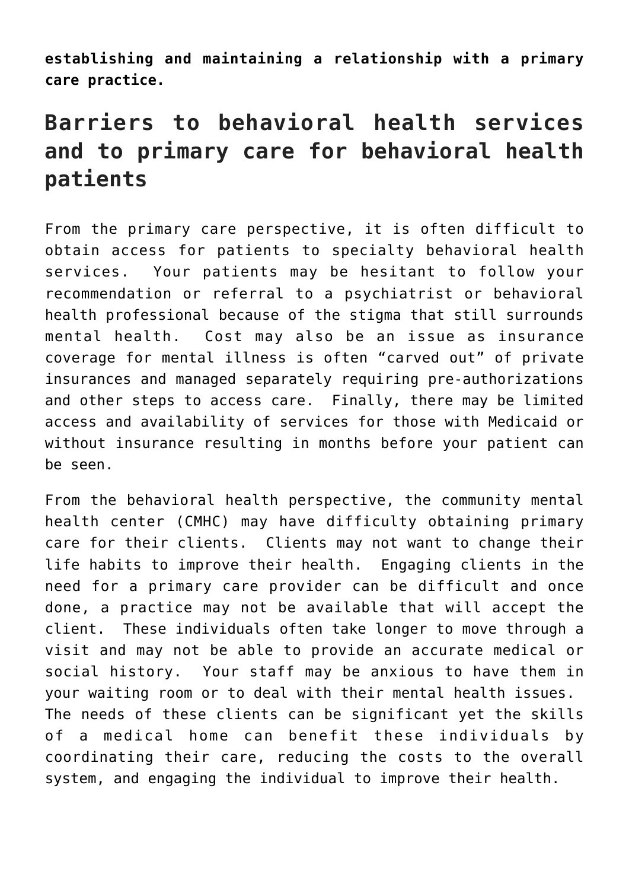**establishing and maintaining a relationship with a primary care practice.**

## Barriers to behavioral health services and to primary care for behavioral health patients

From the primary care perspective, it is often difficult to obtain access for patients to specialty behavioral health services. Your patients may be hesitant to follow your recommendation or referral to a psychiatrist or behavioral health professional because of the stigma that still surrounds mental health. Cost may also be an issue as insurance coverage for mental illness is often "carved out" of private insurances and managed separately requiring pre-authorizations and other steps to access care. Finally, there may be limited access and availability of services for those with Medicaid or without insurance resulting in months before your patient can be seen.

From the behavioral health perspective, the community mental health center (CMHC) may have difficulty obtaining primary care for their clients. Clients may not want to change their life habits to improve their health. Engaging clients in the need for a primary care provider can be difficult and once done, a practice may not be available that will accept the client. These individuals often take longer to move through a visit and may not be able to provide an accurate medical or social history. Your staff may be anxious to have them in your waiting room or to deal with their mental health issues. The needs of these clients can be significant yet the skills of a medical home can benefit these individuals by coordinating their care, reducing the costs to the overall system, and engaging the individual to improve their health.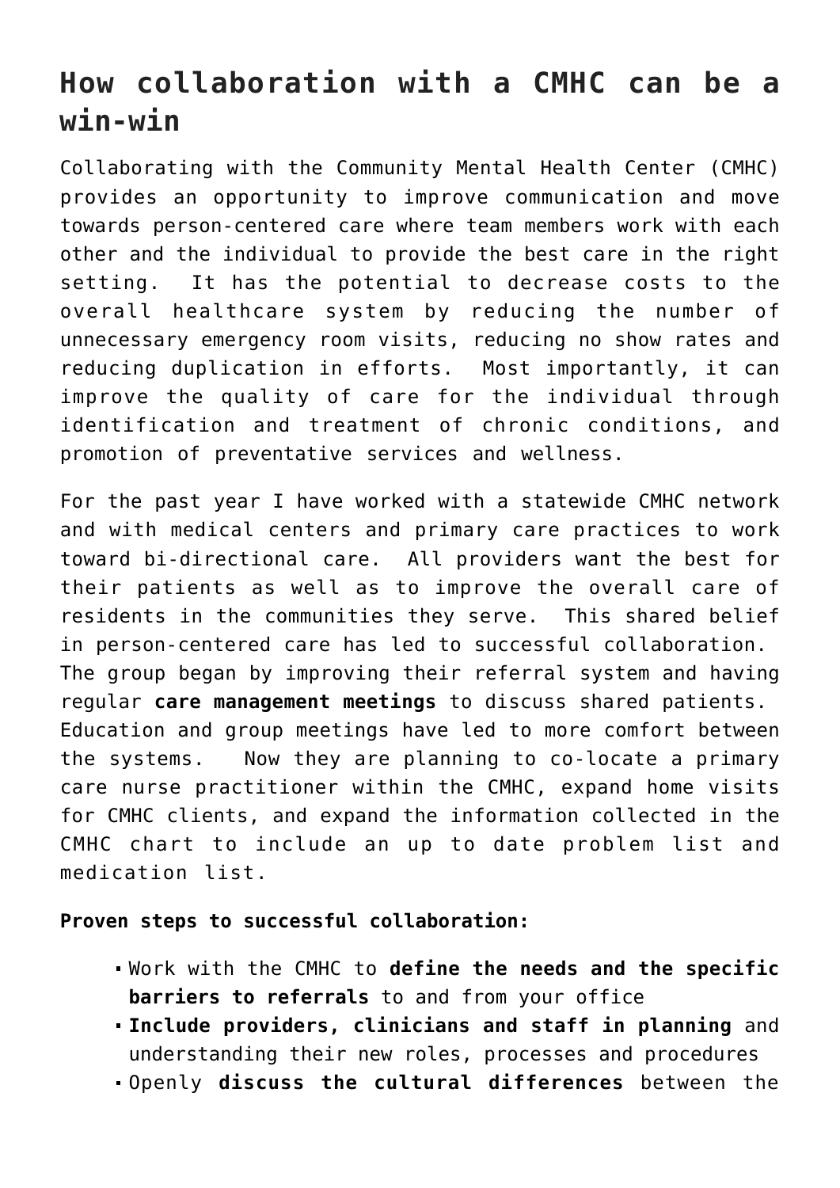## How collaboration with a CMHC can be a win-win

Collaborating with the Community Mental Health Center (CMHC) provides an opportunity to improve communication and move towards person-centered care where team members work with each other and the individual to provide the best care in the right setting. It has the potential to decrease costs to the overall healthcare system by reducing the number of unnecessary emergency room visits, reducing no show rates and reducing duplication in efforts. Most importantly, it can improve the quality of care for the individual through identification and treatment of chronic conditions, and promotion of preventative services and wellness.

For the past year I have worked with a statewide CMHC network and with medical centers and primary care practices to work toward bi-directional care. All providers want the best for their patients as well as to improve the overall care of residents in the communities they serve. This shared belief in person-centered care has led to successful collaboration. The group began by improving their referral system and having regular **care management meetings** to discuss shared patients. Education and group meetings have led to more comfort between the systems. Now they are planning to co-locate a primary care nurse practitioner within the CMHC, expand home visits for CMHC clients, and expand the information collected in the CMHC chart to include an up to date problem list and medication list.

**Proven steps to successful collaboration:**

- Work with the CMHC to **define the needs and the specific barriers to referrals** to and from your office
- **Include providers, clinicians and staff in planning** and understanding their new roles, processes and procedures
- Openly **discuss the cultural differences** between the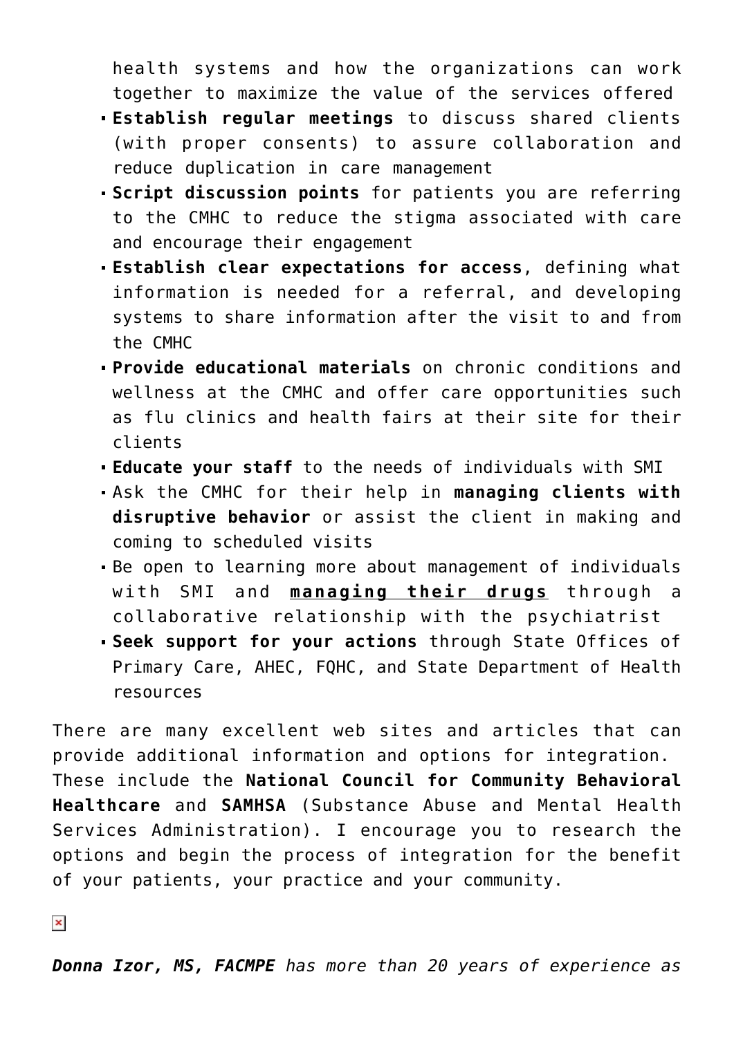health systems and how the organizations can work together to maximize the value of the services offered

- **Establish regular meetings** to discuss shared clients (with proper consents) to assure collaboration and reduce duplication in care management
- **Script discussion points** for patients you are referring to the CMHC to reduce the stigma associated with care and encourage their engagement
- **Establish clear expectations for access**, defining what information is needed for a referral, and developing systems to share information after the visit to and from the CMHC
- **Provide educational materials** on chronic conditions and wellness at the CMHC and offer care opportunities such as flu clinics and health fairs at their site for their clients
- **Educate your staff** to the needs of individuals with SMI
- Ask the CMHC for their help in **managing clients with disruptive behavior** or assist the client in making and coming to scheduled visits
- Be open to learning more about management of individuals with SMI and **managing their drugs** through a collaborative relationship with the psychiatrist
- **Seek support for your actions** through State Offices of Primary Care, AHEC, FQHC, and State Department of Health resources

There are many excellent web sites and articles that can provide additional information and options for integration. These include the **National Council for Community Behavioral Healthcare** and **SAMHSA** (Substance Abuse and Mental Health Services Administration). I encourage you to research the options and begin the process of integration for the benefit of your patients, your practice and your community.

***Donna Izor, MS, FACMPE*** *has more than 20 years of experience as*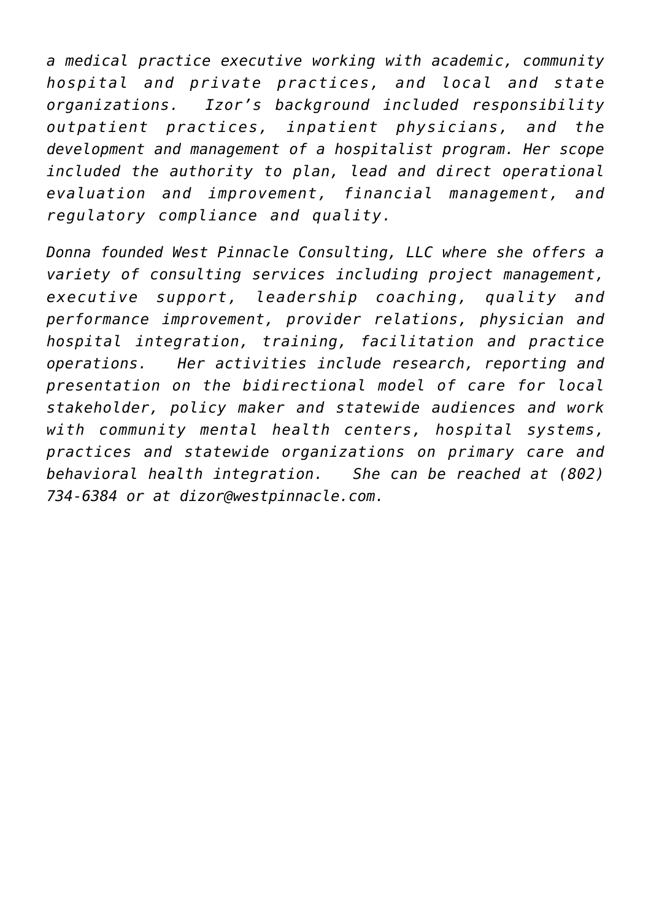*a medical practice executive working with academic, community hospital and private practices, and local and state organizations. Izor's background included responsibility outpatient practices, inpatient physicians, and the development and management of a hospitalist program. Her scope included the authority to plan, lead and direct operational evaluation and improvement, financial management, and regulatory compliance and quality.*

*Donna founded West Pinnacle Consulting, LLC where she offers a variety of consulting services including project management, executive support, leadership coaching, quality and performance improvement, provider relations, physician and hospital integration, training, facilitation and practice operations. Her activities include research, reporting and presentation on the bidirectional model of care for local stakeholder, policy maker and statewide audiences and work with community mental health centers, hospital systems, practices and statewide organizations on primary care and behavioral health integration. She can be reached at (802) 734-6384 or at dizor@westpinnacle.com.*